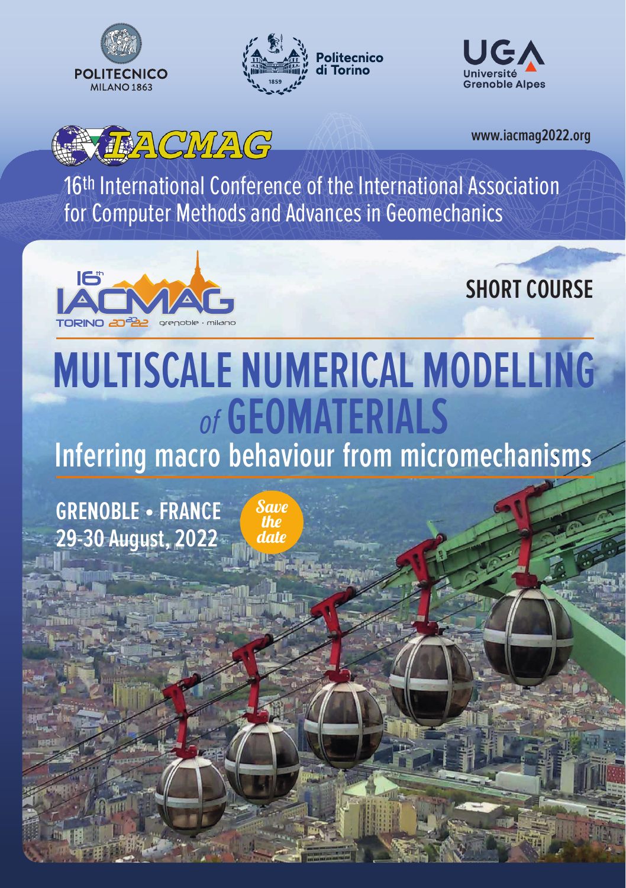POLITECNICO MILANO 1863

Politecnico di Torino

UGA Université Grenoble Alpes

IACMAG

www.iacmag2022.org

16th International Conference of the International Association for Computer Methods and Advances in Geomechanics

16th IACMAG TORINO 2022 grenoble · milano

## SHORT COURSE

# MULTISCALE NUMERICAL MODELLING *of* GEOMATERIALS

## Inferring macro behaviour from micromechanisms

**GRENOBLE • FRANCE**

**29-30 August, 2022**

*Save the date*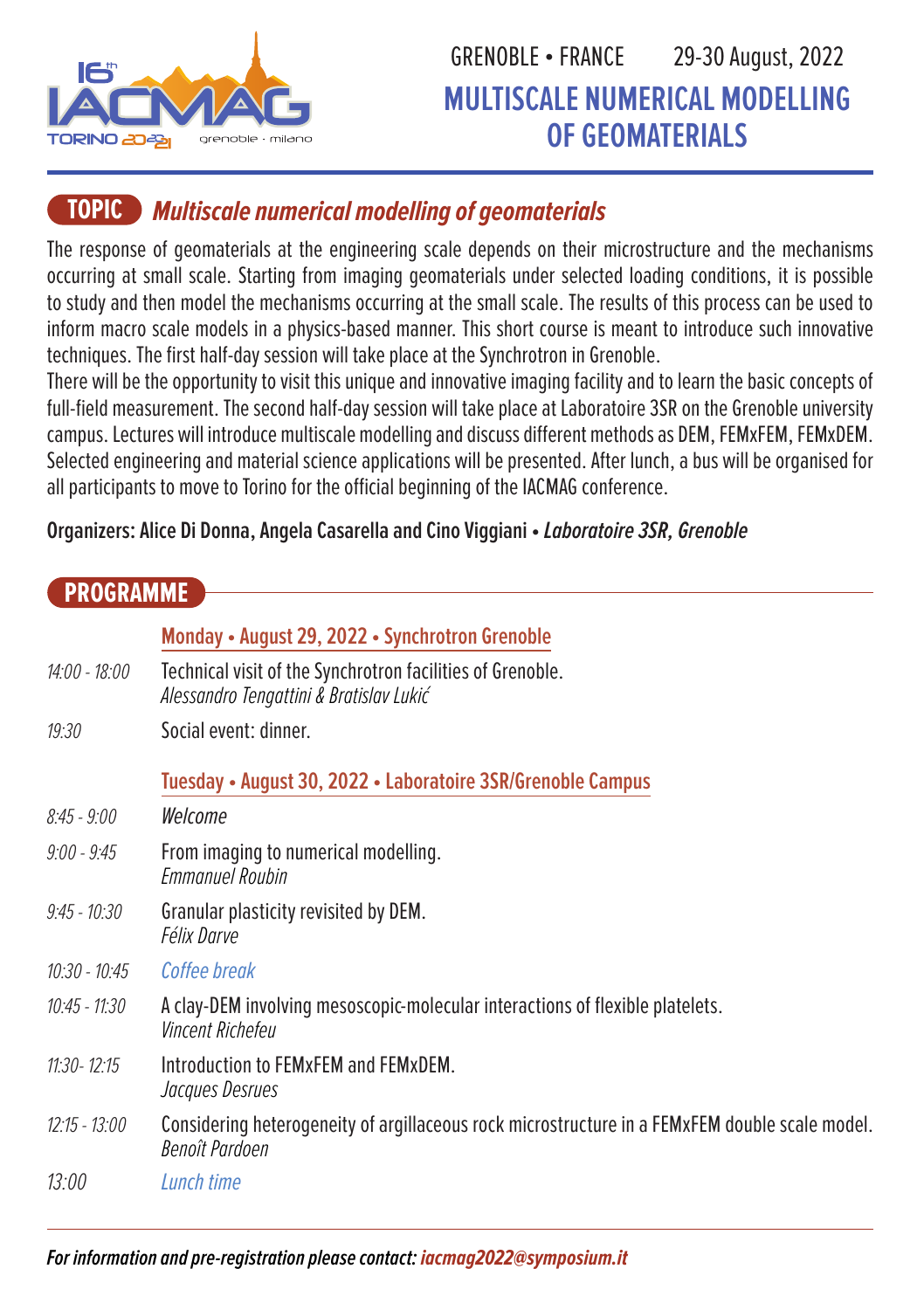GRENOBLE • FRANCE 29-30 August, 2022

# MULTISCALE NUMERICAL MODELLING OF GEOMATERIALS

## TOPIC *Multiscale numerical modelling of geomaterials*

The response of geomaterials at the engineering scale depends on their microstructure and the mechanisms occurring at small scale. Starting from imaging geomaterials under selected loading conditions, it is possible to study and then model the mechanisms occurring at the small scale. The results of this process can be used to inform macro scale models in a physics-based manner. This short course is meant to introduce such innovative techniques. The first half-day session will take place at the Synchrotron in Grenoble.
There will be the opportunity to visit this unique and innovative imaging facility and to learn the basic concepts of full-field measurement. The second half-day session will take place at Laboratoire 3SR on the Grenoble university campus. Lectures will introduce multiscale modelling and discuss different methods as DEM, FEMxFEM, FEMxDEM. Selected engineering and material science applications will be presented. After lunch, a bus will be organised for all participants to move to Torino for the official beginning of the IACMAG conference.

**Organizers: Alice Di Donna, Angela Casarella and Cino Viggiani • *Laboratoire 3SR, Grenoble***

## PROGRAMME

### Monday • August 29, 2022 • Synchrotron Grenoble

*14:00 - 18:00* Technical visit of the Synchrotron facilities of Grenoble.
*Alessandro Tengattini & Bratislav Lukić*

*19:30* Social event: dinner.

### Tuesday • August 30, 2022 • Laboratoire 3SR/Grenoble Campus

*8:45 - 9:00* *Welcome*

*9:00 - 9:45* From imaging to numerical modelling.
*Emmanuel Roubin*

*9:45 - 10:30* Granular plasticity revisited by DEM.
*Félix Darve*

*10:30 - 10:45* *Coffee break*

*10:45 - 11:30* A clay-DEM involving mesoscopic-molecular interactions of flexible platelets.
*Vincent Richefeu*

*11:30- 12:15* Introduction to FEMxFEM and FEMxDEM.
*Jacques Desrues*

*12:15 - 13:00* Considering heterogeneity of argillaceous rock microstructure in a FEMxFEM double scale model.
*Benoît Pardoen*

*13:00* *Lunch time*

***For information and pre-registration please contact: iacmag2022@symposium.it***